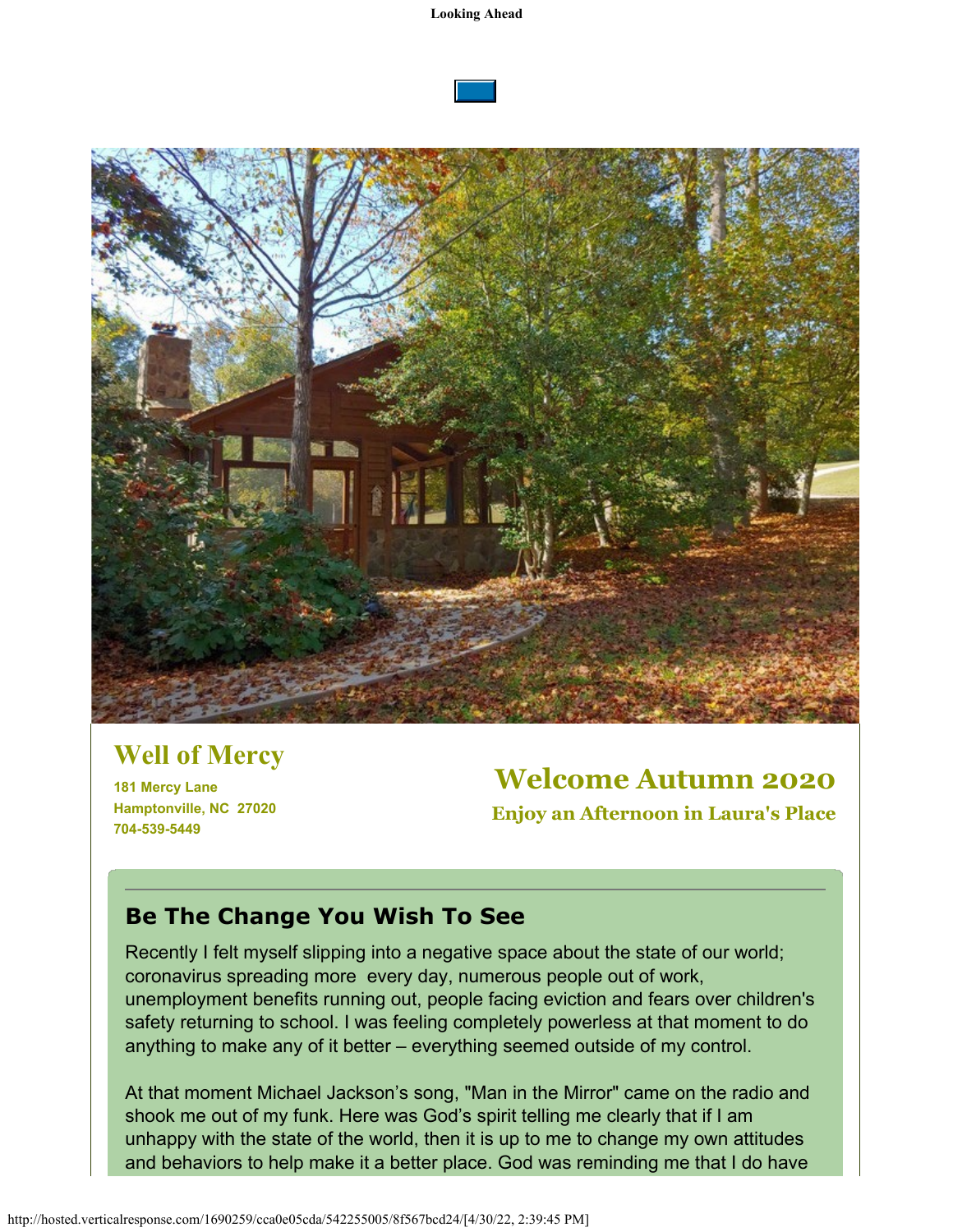**Looking Ahead**

## Well of Mercy

**181 Mercy Lane**
**Hamptonville, NC 27020**
**704-539-5449**

# Welcome Autumn 2020

### Enjoy an Afternoon in Laura's Place

## Be The Change You Wish To See

Recently I felt myself slipping into a negative space about the state of our world; coronavirus spreading more every day, numerous people out of work, unemployment benefits running out, people facing eviction and fears over children's safety returning to school. I was feeling completely powerless at that moment to do anything to make any of it better – everything seemed outside of my control.

At that moment Michael Jackson's song, "Man in the Mirror" came on the radio and shook me out of my funk. Here was God's spirit telling me clearly that if I am unhappy with the state of the world, then it is up to me to change my own attitudes and behaviors to help make it a better place. God was reminding me that I do have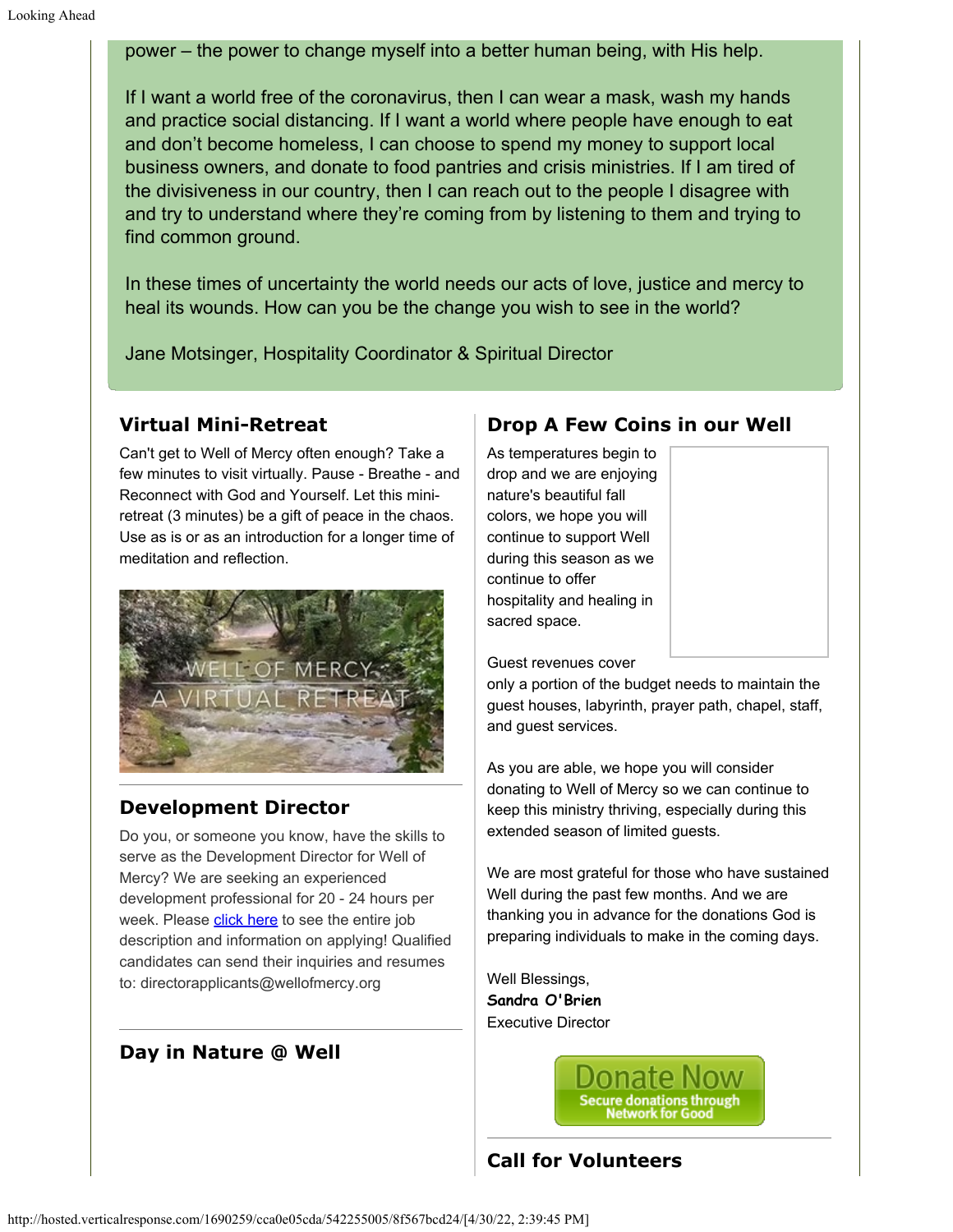power – the power to change myself into a better human being, with His help.

If I want a world free of the coronavirus, then I can wear a mask, wash my hands and practice social distancing. If I want a world where people have enough to eat and don't become homeless, I can choose to spend my money to support local business owners, and donate to food pantries and crisis ministries. If I am tired of the divisiveness in our country, then I can reach out to the people I disagree with and try to understand where they're coming from by listening to them and trying to find common ground.

In these times of uncertainty the world needs our acts of love, justice and mercy to heal its wounds. How can you be the change you wish to see in the world?

Jane Motsinger, Hospitality Coordinator & Spiritual Director

## Virtual Mini-Retreat

Can't get to Well of Mercy often enough? Take a few minutes to visit virtually. Pause - Breathe - and Reconnect with God and Yourself. Let this mini-retreat (3 minutes) be a gift of peace in the chaos. Use as is or as an introduction for a longer time of meditation and reflection.

WELL OF MERCY
A VIRTUAL RETREAT

## Development Director

Do you, or someone you know, have the skills to serve as the Development Director for Well of Mercy? We are seeking an experienced development professional for 20 - 24 hours per week. Please click here to see the entire job description and information on applying! Qualified candidates can send their inquiries and resumes to: directorapplicants@wellofmercy.org

## Day in Nature @ Well

## Drop A Few Coins in our Well

As temperatures begin to drop and we are enjoying nature's beautiful fall colors, we hope you will continue to support Well during this season as we continue to offer hospitality and healing in sacred space.

Guest revenues cover only a portion of the budget needs to maintain the guest houses, labyrinth, prayer path, chapel, staff, and guest services.

As you are able, we hope you will consider donating to Well of Mercy so we can continue to keep this ministry thriving, especially during this extended season of limited guests.

We are most grateful for those who have sustained Well during the past few months. And we are thanking you in advance for the donations God is preparing individuals to make in the coming days.

Well Blessings,
**Sandra O'Brien**
Executive Director

Donate Now
Secure donations through Network for Good

## Call for Volunteers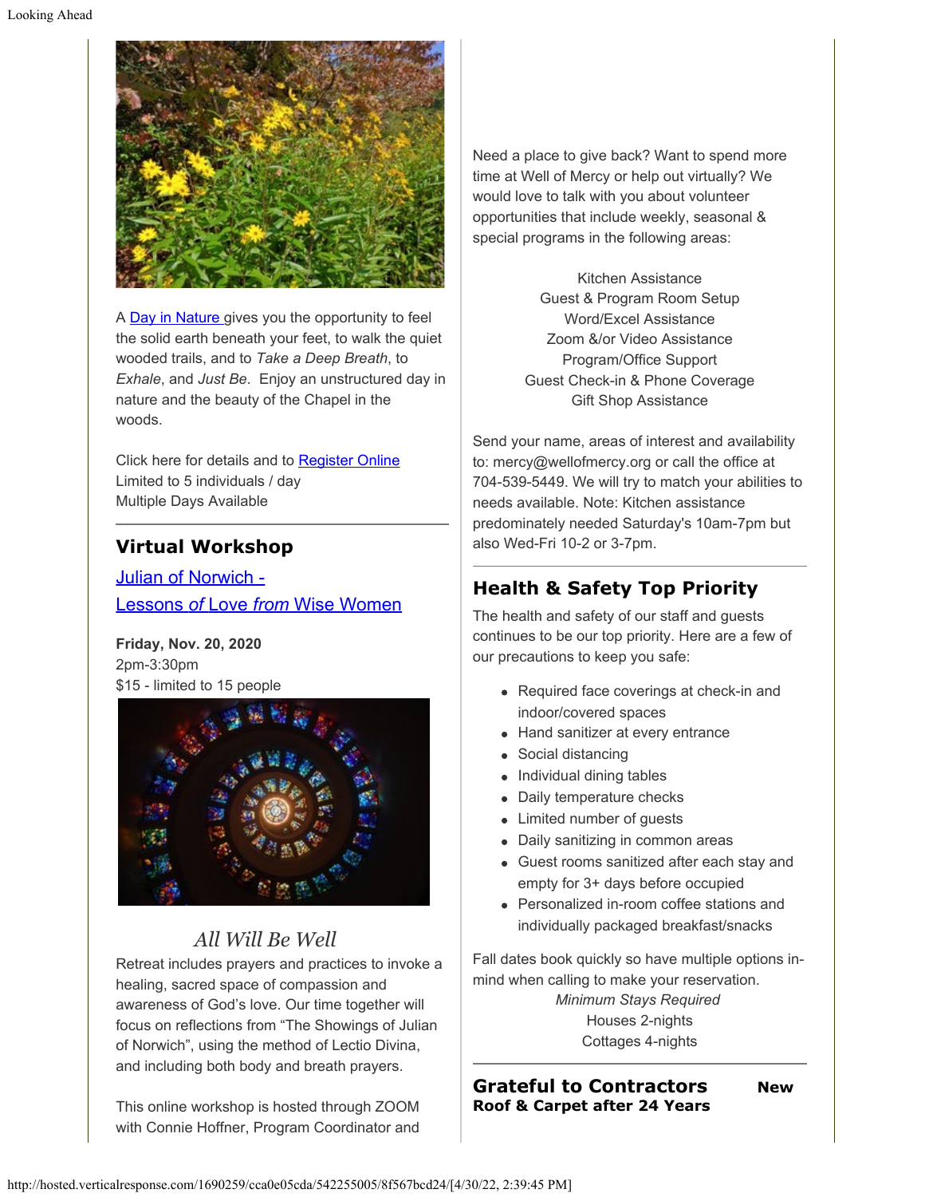A Day in Nature gives you the opportunity to feel the solid earth beneath your feet, to walk the quiet wooded trails, and to *Take a Deep Breath*, to *Exhale*, and *Just Be*. Enjoy an unstructured day in nature and the beauty of the Chapel in the woods.

Click here for details and to Register Online
Limited to 5 individuals / day
Multiple Days Available

---

## Virtual Workshop

Julian of Norwich -
Lessons *of* Love *from* Wise Women

**Friday, Nov. 20, 2020**
2pm-3:30pm
$15 - limited to 15 people

*All Will Be Well*

Retreat includes prayers and practices to invoke a healing, sacred space of compassion and awareness of God's love. Our time together will focus on reflections from "The Showings of Julian of Norwich", using the method of Lectio Divina, and including both body and breath prayers.

This online workshop is hosted through ZOOM with Connie Hoffner, Program Coordinator and

Need a place to give back? Want to spend more time at Well of Mercy or help out virtually? We would love to talk with you about volunteer opportunities that include weekly, seasonal & special programs in the following areas:

Kitchen Assistance
Guest & Program Room Setup
Word/Excel Assistance
Zoom &/or Video Assistance
Program/Office Support
Guest Check-in & Phone Coverage
Gift Shop Assistance

Send your name, areas of interest and availability to: mercy@wellofmercy.org or call the office at 704-539-5449. We will try to match your abilities to needs available. Note: Kitchen assistance predominately needed Saturday's 10am-7pm but also Wed-Fri 10-2 or 3-7pm.

---

## Health & Safety Top Priority

The health and safety of our staff and guests continues to be our top priority. Here are a few of our precautions to keep you safe:

- Required face coverings at check-in and indoor/covered spaces
- Hand sanitizer at every entrance
- Social distancing
- Individual dining tables
- Daily temperature checks
- Limited number of guests
- Daily sanitizing in common areas
- Guest rooms sanitized after each stay and empty for 3+ days before occupied
- Personalized in-room coffee stations and individually packaged breakfast/snacks

Fall dates book quickly so have multiple options in-mind when calling to make your reservation.

*Minimum Stays Required*
Houses 2-nights
Cottages 4-nights

---

## Grateful to Contractors

**New Roof & Carpet after 24 Years**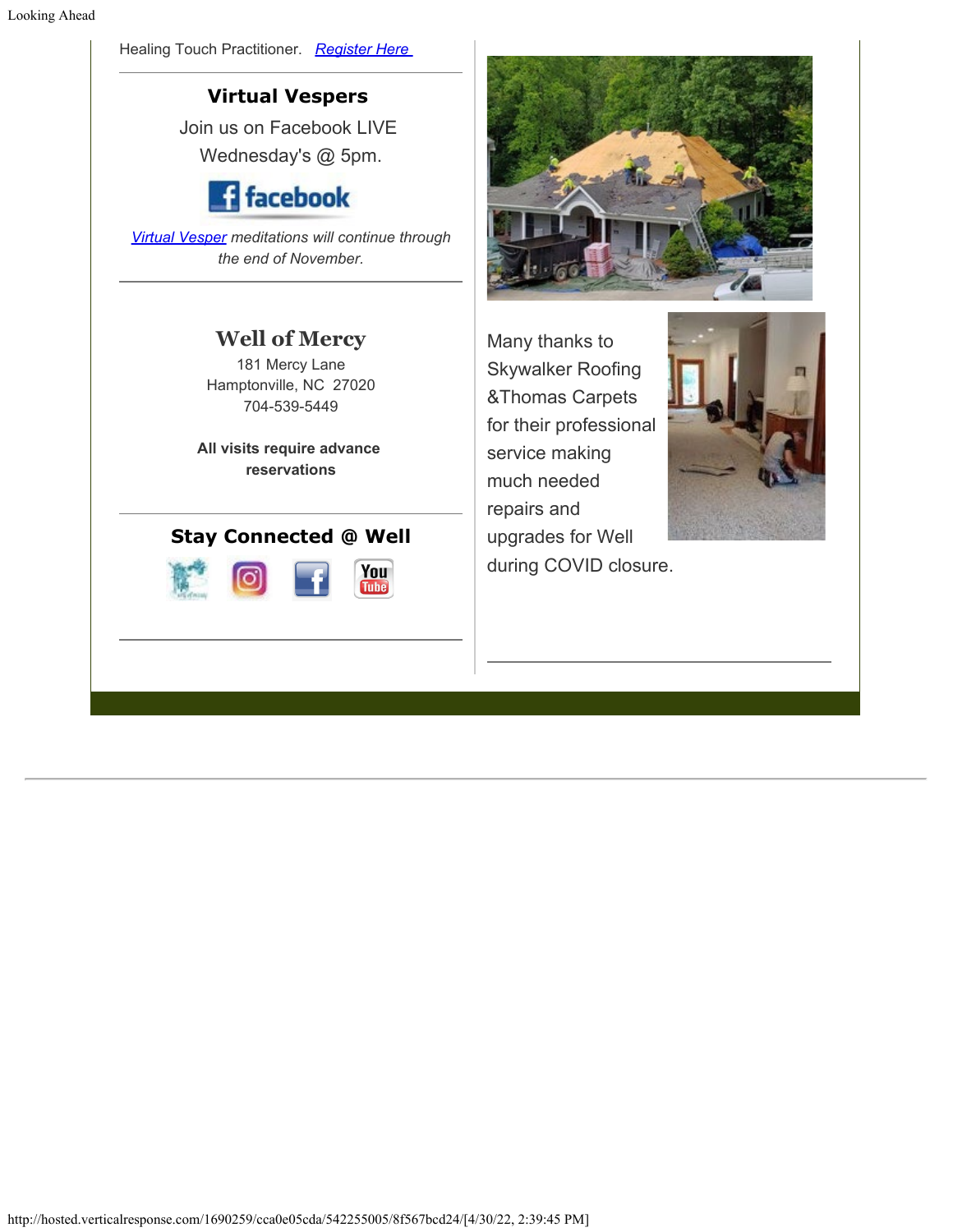Healing Touch Practitioner. [Register Here]

---

### Virtual Vespers

Join us on Facebook LIVE

Wednesday's @ 5pm.

facebook

*Virtual Vesper meditations will continue through the end of November.*

---

## Well of Mercy

181 Mercy Lane
Hamptonville, NC 27020
704-539-5449

**All visits require advance reservations**

---

### Stay Connected @ Well

---

Many thanks to Skywalker Roofing &Thomas Carpets for their professional service making much needed repairs and upgrades for Well during COVID closure.